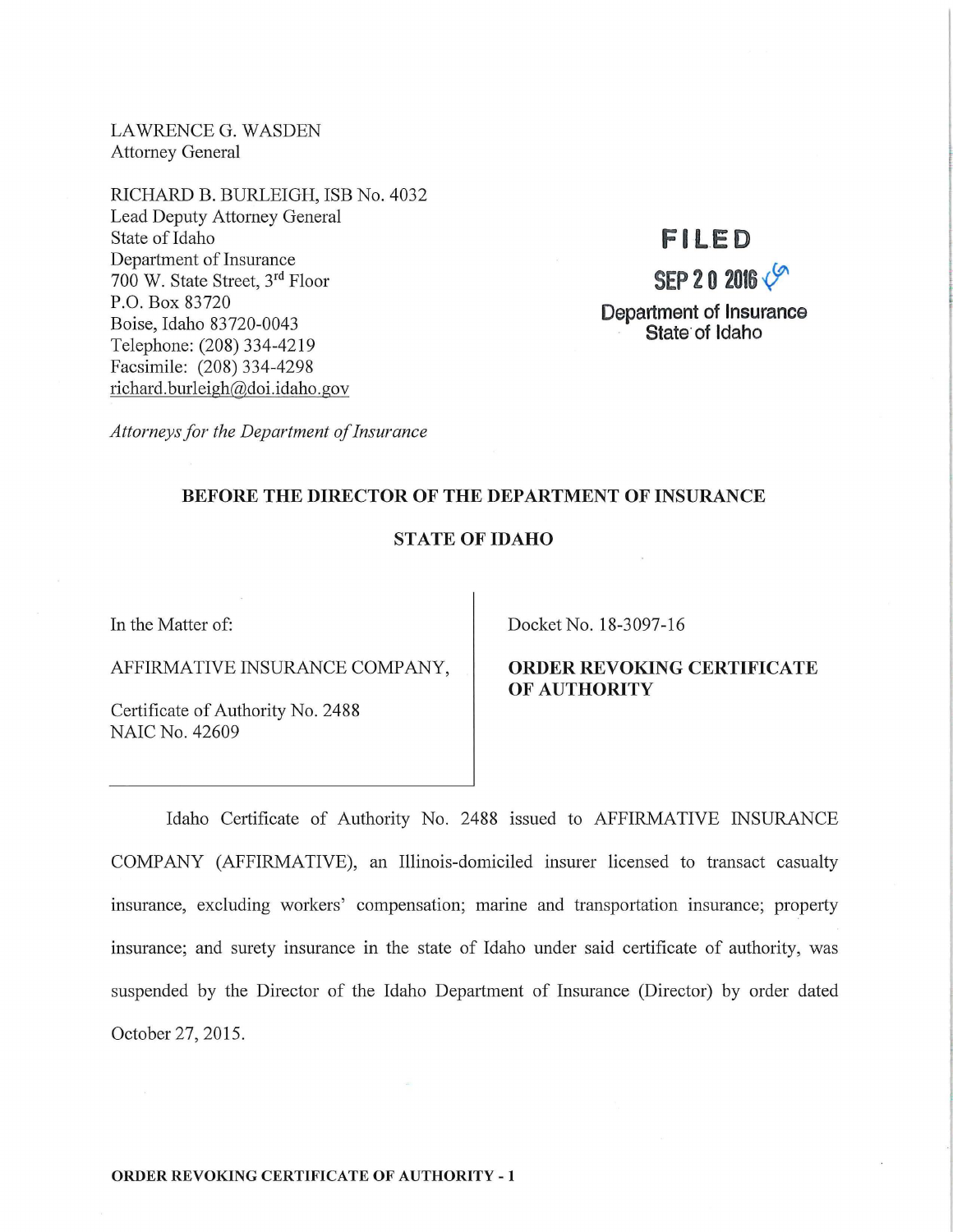LAWRENCE G. WASDEN
Attorney General

RICHARD B. BURLEIGH, ISB No. 4032
Lead Deputy Attorney General
State of Idaho
Department of Insurance
700 W. State Street, 3rd Floor
P.O. Box 83720
Boise, Idaho 83720-0043
Telephone: (208) 334-4219
Facsimile: (208) 334-4298
richard.burleigh@doi.idaho.gov

*Attorneys for the Department of Insurance*

**FILED**
**SEP 20 2016**
**Department of Insurance**
**State of Idaho**

**BEFORE THE DIRECTOR OF THE DEPARTMENT OF INSURANCE**

**STATE OF IDAHO**

| | |
|---|---|
| In the Matter of:<br><br>AFFIRMATIVE INSURANCE COMPANY,<br><br>Certificate of Authority No. 2488<br>NAIC No. 42609 | Docket No. 18-3097-16<br><br>**ORDER REVOKING CERTIFICATE OF AUTHORITY** |

Idaho Certificate of Authority No. 2488 issued to AFFIRMATIVE INSURANCE COMPANY (AFFIRMATIVE), an Illinois-domiciled insurer licensed to transact casualty insurance, excluding workers' compensation; marine and transportation insurance; property insurance; and surety insurance in the state of Idaho under said certificate of authority, was suspended by the Director of the Idaho Department of Insurance (Director) by order dated October 27, 2015.

**ORDER REVOKING CERTIFICATE OF AUTHORITY - 1**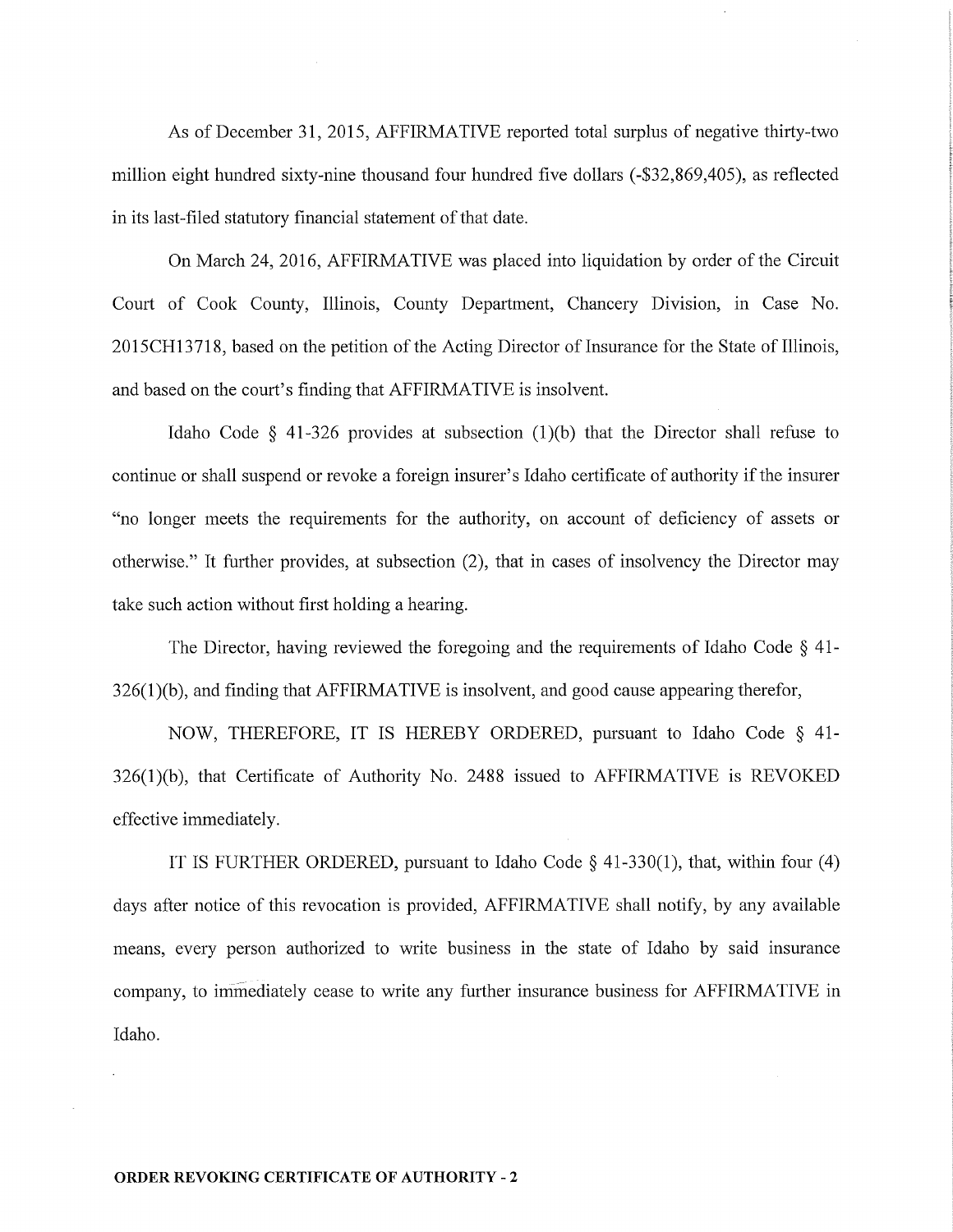As of December 31, 2015, AFFIRMATIVE reported total surplus of negative thirty-two million eight hundred sixty-nine thousand four hundred five dollars (-$32,869,405), as reflected in its last-filed statutory financial statement of that date.

On March 24, 2016, AFFIRMATIVE was placed into liquidation by order of the Circuit Court of Cook County, Illinois, County Department, Chancery Division, in Case No. 2015CH13718, based on the petition of the Acting Director of Insurance for the State of Illinois, and based on the court's finding that AFFIRMATIVE is insolvent.

Idaho Code § 41-326 provides at subsection (1)(b) that the Director shall refuse to continue or shall suspend or revoke a foreign insurer's Idaho certificate of authority if the insurer "no longer meets the requirements for the authority, on account of deficiency of assets or otherwise." It further provides, at subsection (2), that in cases of insolvency the Director may take such action without first holding a hearing.

The Director, having reviewed the foregoing and the requirements of Idaho Code § 41-326(1)(b), and finding that AFFIRMATIVE is insolvent, and good cause appearing therefor,

NOW, THEREFORE, IT IS HEREBY ORDERED, pursuant to Idaho Code § 41-326(1)(b), that Certificate of Authority No. 2488 issued to AFFIRMATIVE is REVOKED effective immediately.

IT IS FURTHER ORDERED, pursuant to Idaho Code § 41-330(1), that, within four (4) days after notice of this revocation is provided, AFFIRMATIVE shall notify, by any available means, every person authorized to write business in the state of Idaho by said insurance company, to immediately cease to write any further insurance business for AFFIRMATIVE in Idaho.

**ORDER REVOKING CERTIFICATE OF AUTHORITY - 2**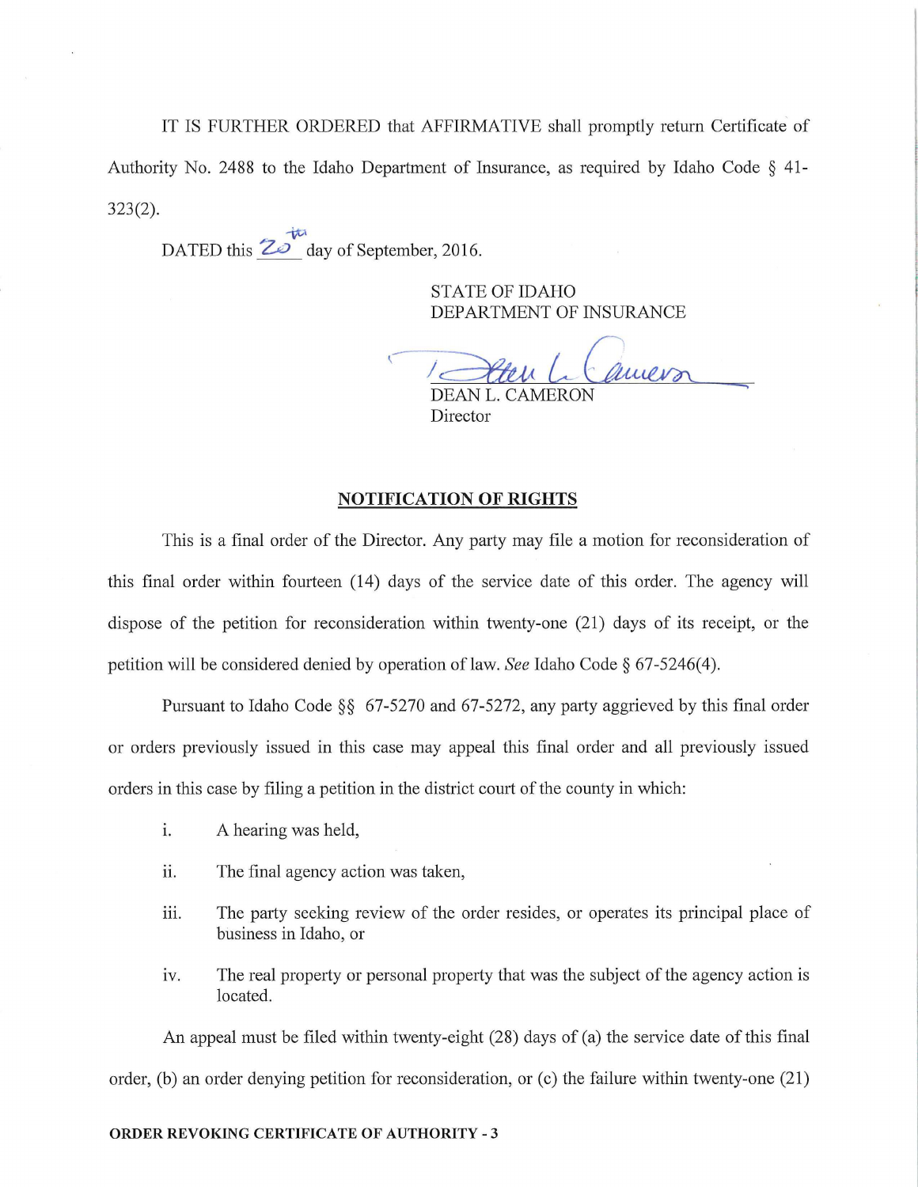IT IS FURTHER ORDERED that AFFIRMATIVE shall promptly return Certificate of Authority No. 2488 to the Idaho Department of Insurance, as required by Idaho Code § 41-323(2).

DATED this 20th day of September, 2016.

STATE OF IDAHO
DEPARTMENT OF INSURANCE

/s/ Dean L. Cameron
DEAN L. CAMERON
Director

**NOTIFICATION OF RIGHTS**

This is a final order of the Director. Any party may file a motion for reconsideration of this final order within fourteen (14) days of the service date of this order. The agency will dispose of the petition for reconsideration within twenty-one (21) days of its receipt, or the petition will be considered denied by operation of law. *See* Idaho Code § 67-5246(4).

Pursuant to Idaho Code §§ 67-5270 and 67-5272, any party aggrieved by this final order or orders previously issued in this case may appeal this final order and all previously issued orders in this case by filing a petition in the district court of the county in which:

i. A hearing was held,

ii. The final agency action was taken,

iii. The party seeking review of the order resides, or operates its principal place of business in Idaho, or

iv. The real property or personal property that was the subject of the agency action is located.

An appeal must be filed within twenty-eight (28) days of (a) the service date of this final order, (b) an order denying petition for reconsideration, or (c) the failure within twenty-one (21)

**ORDER REVOKING CERTIFICATE OF AUTHORITY - 3**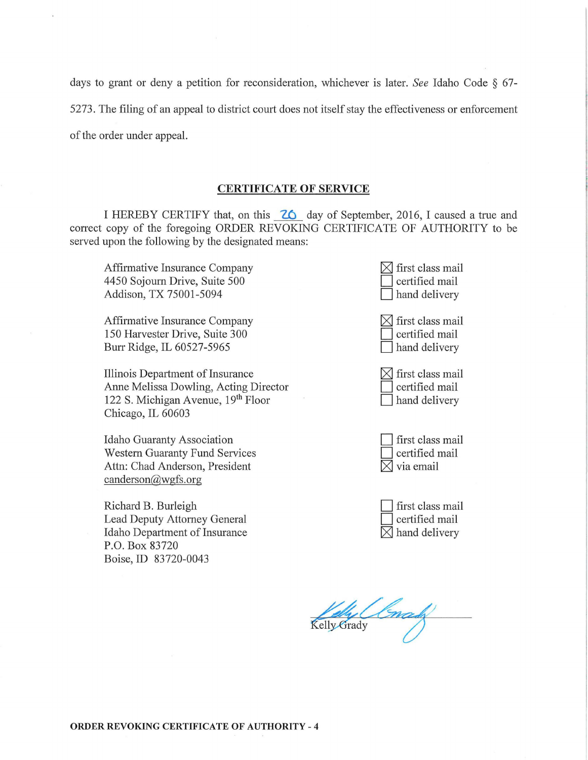days to grant or deny a petition for reconsideration, whichever is later. *See* Idaho Code § 67-5273. The filing of an appeal to district court does not itself stay the effectiveness or enforcement of the order under appeal.

## CERTIFICATE OF SERVICE

I HEREBY CERTIFY that, on this 20 day of September, 2016, I caused a true and correct copy of the foregoing ORDER REVOKING CERTIFICATE OF AUTHORITY to be served upon the following by the designated means:

| | |
|---|---|
| Affirmative Insurance Company<br>4450 Sojourn Drive, Suite 500<br>Addison, TX 75001-5094 | ☒ first class mail<br>☐ certified mail<br>☐ hand delivery |
| Affirmative Insurance Company<br>150 Harvester Drive, Suite 300<br>Burr Ridge, IL 60527-5965 | ☒ first class mail<br>☐ certified mail<br>☐ hand delivery |
| Illinois Department of Insurance<br>Anne Melissa Dowling, Acting Director<br>122 S. Michigan Avenue, 19th Floor<br>Chicago, IL 60603 | ☒ first class mail<br>☐ certified mail<br>☐ hand delivery |
| Idaho Guaranty Association<br>Western Guaranty Fund Services<br>Attn: Chad Anderson, President<br>canderson@wgfs.org | ☐ first class mail<br>☐ certified mail<br>☒ via email |
| Richard B. Burleigh<br>Lead Deputy Attorney General<br>Idaho Department of Insurance<br>P.O. Box 83720<br>Boise, ID 83720-0043 | ☐ first class mail<br>☐ certified mail<br>☒ hand delivery |

Kelly Grady